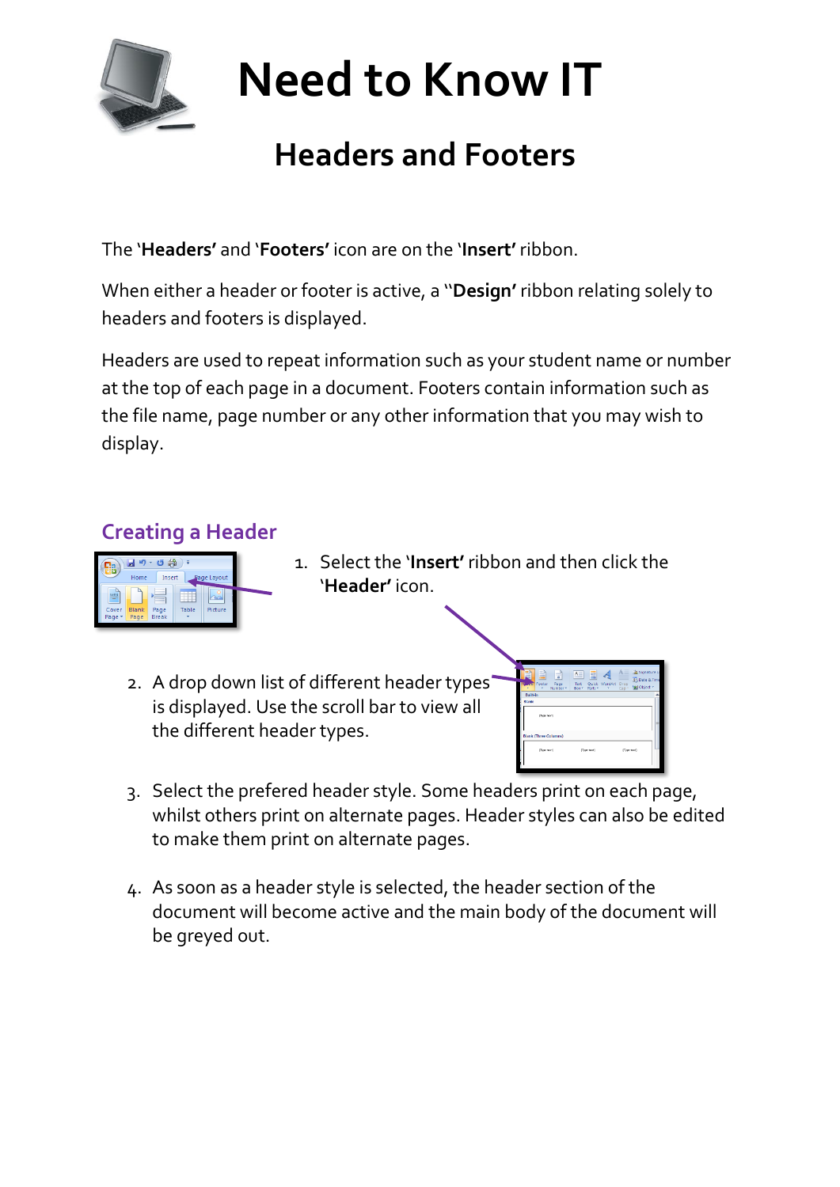# Need to Know IT

## Headers and Footers

The '**Headers'** and '**Footers'** icon are on the '**Insert'** ribbon.

When either a header or footer is active, a "**Design'** ribbon relating solely to headers and footers is displayed.

Headers are used to repeat information such as your student name or number at the top of each page in a document. Footers contain information such as the file name, page number or any other information that you may wish to display.

### Creating a Header

1. Select the '**Insert'** ribbon and then click the '**Header'** icon.

2. A drop down list of different header types is displayed. Use the scroll bar to view all the different header types.

3. Select the prefered header style. Some headers print on each page, whilst others print on alternate pages. Header styles can also be edited to make them print on alternate pages.

4. As soon as a header style is selected, the header section of the document will become active and the main body of the document will be greyed out.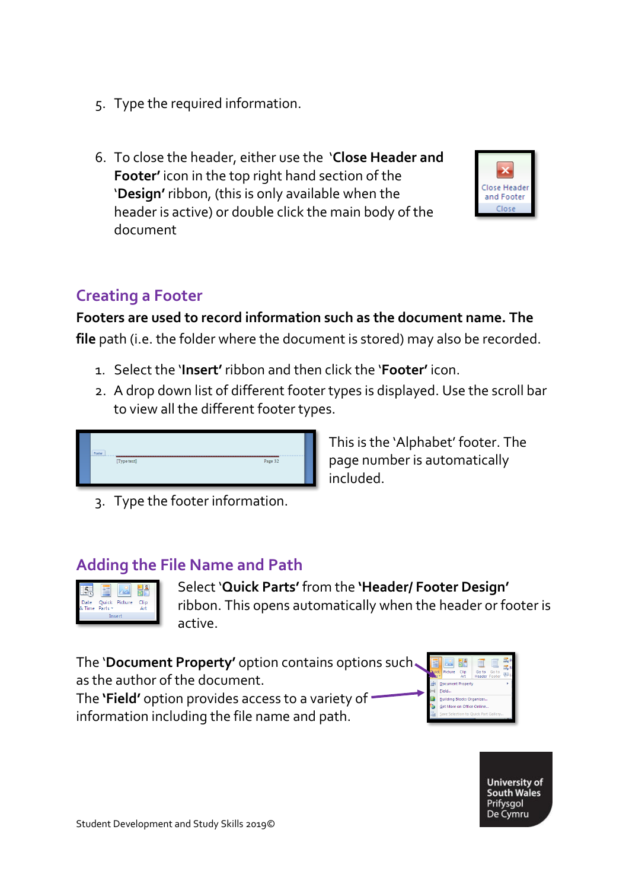5. Type the required information.

6. To close the header, either use the '**Close Header and Footer'** icon in the top right hand section of the '**Design'** ribbon, (this is only available when the header is active) or double click the main body of the document

## Creating a Footer

**Footers are used to record information such as the document name. The file** path (i.e. the folder where the document is stored) may also be recorded.

1. Select the '**Insert'** ribbon and then click the '**Footer'** icon.
2. A drop down list of different footer types is displayed. Use the scroll bar to view all the different footer types.

This is the 'Alphabet' footer. The page number is automatically included.

3. Type the footer information.

## Adding the File Name and Path

Select '**Quick Parts'** from the **'Header/ Footer Design'** ribbon. This opens automatically when the header or footer is active.

The '**Document Property'** option contains options such as the author of the document.
The **'Field'** option provides access to a variety of information including the file name and path.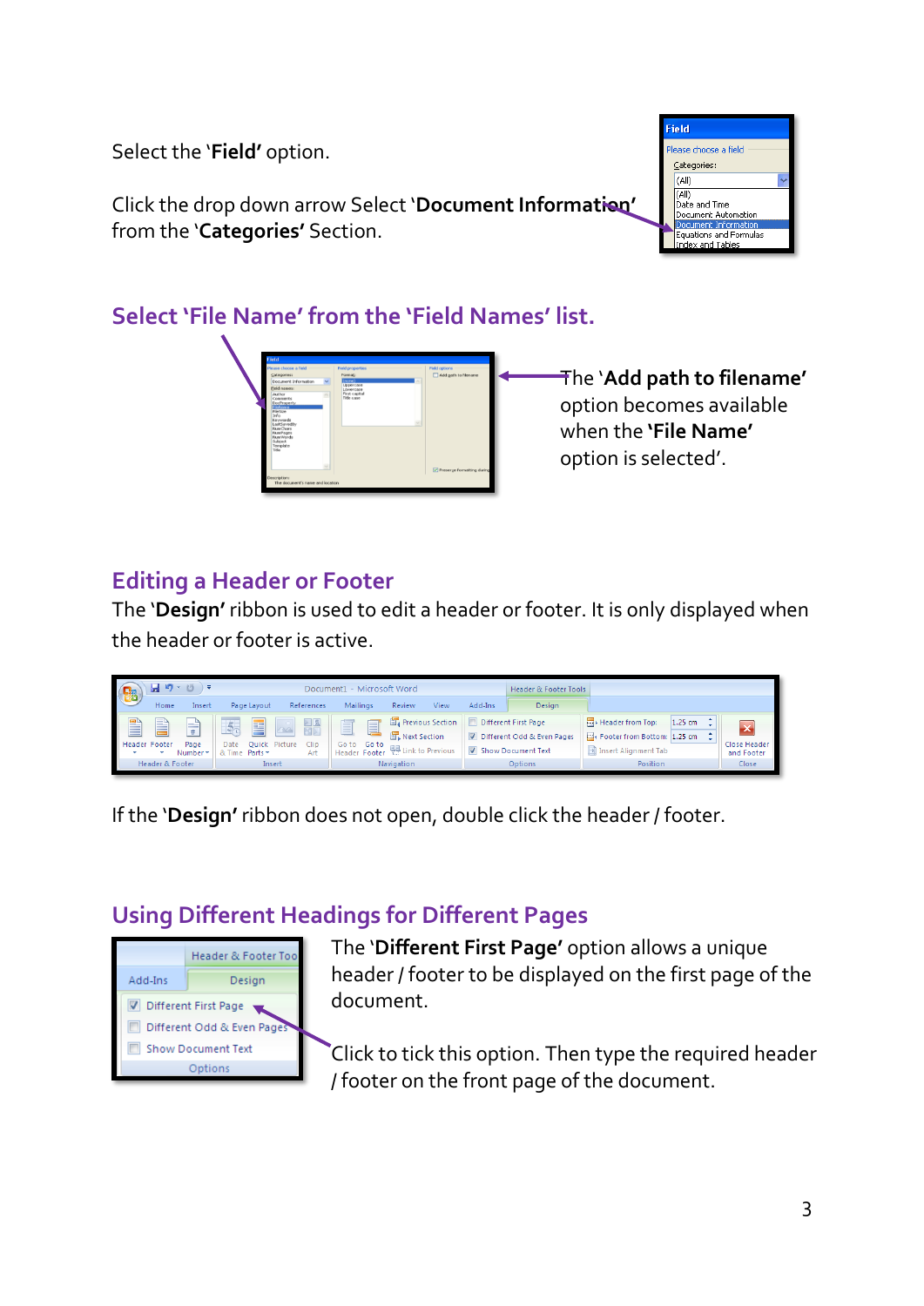Select the '**Field'** option.

Click the drop down arrow Select '**Document Information'** from the '**Categories'** Section.

## Select 'File Name' from the 'Field Names' list.

The '**Add path to filename'** option becomes available when the **'File Name'** option is selected'.

## Editing a Header or Footer

The '**Design'** ribbon is used to edit a header or footer. It is only displayed when the header or footer is active.

If the '**Design'** ribbon does not open, double click the header / footer.

## Using Different Headings for Different Pages

The '**Different First Page'** option allows a unique header / footer to be displayed on the first page of the document.

Click to tick this option. Then type the required header / footer on the front page of the document.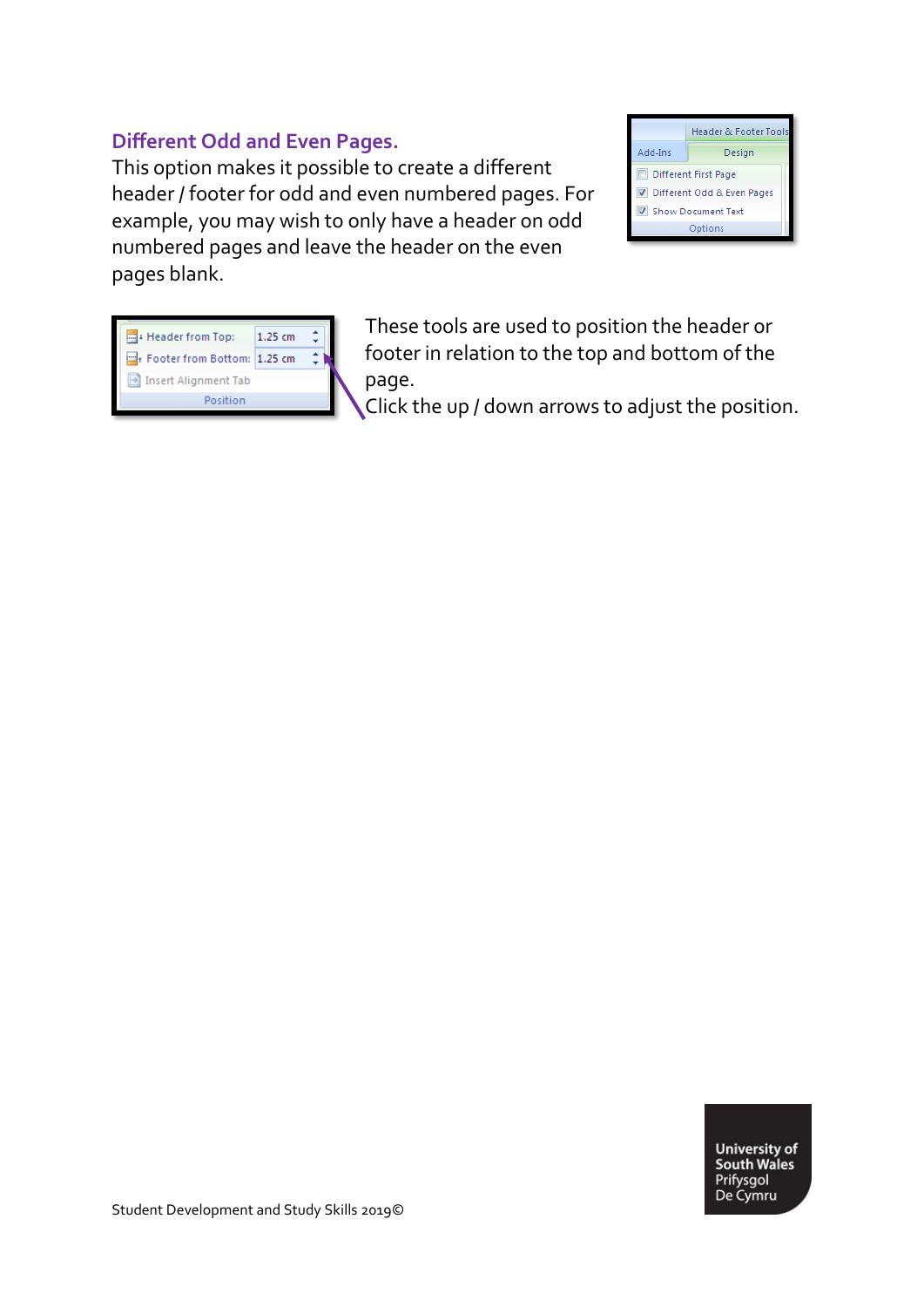## Different Odd and Even Pages.

This option makes it possible to create a different header / footer for odd and even numbered pages. For example, you may wish to only have a header on odd numbered pages and leave the header on the even pages blank.

These tools are used to position the header or footer in relation to the top and bottom of the page.

Click the up / down arrows to adjust the position.